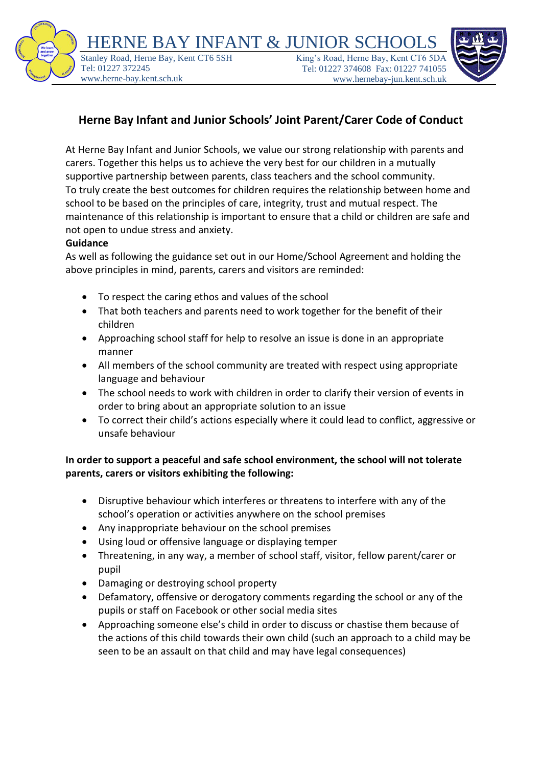HERNE BAY INFANT & JUNIOR SCHOOLS

Stanley Road, Herne Bay, Kent CT6 5SH
Tel: 01227 372245
www.herne-bay.kent.sch.uk

King's Road, Herne Bay, Kent CT6 5DA
Tel: 01227 374608 Fax: 01227 741055
www.hernebay-jun.kent.sch.uk

## Herne Bay Infant and Junior Schools' Joint Parent/Carer Code of Conduct

At Herne Bay Infant and Junior Schools, we value our strong relationship with parents and carers. Together this helps us to achieve the very best for our children in a mutually supportive partnership between parents, class teachers and the school community.
To truly create the best outcomes for children requires the relationship between home and school to be based on the principles of care, integrity, trust and mutual respect. The maintenance of this relationship is important to ensure that a child or children are safe and not open to undue stress and anxiety.

**Guidance**

As well as following the guidance set out in our Home/School Agreement and holding the above principles in mind, parents, carers and visitors are reminded:

- To respect the caring ethos and values of the school
- That both teachers and parents need to work together for the benefit of their children
- Approaching school staff for help to resolve an issue is done in an appropriate manner
- All members of the school community are treated with respect using appropriate language and behaviour
- The school needs to work with children in order to clarify their version of events in order to bring about an appropriate solution to an issue
- To correct their child's actions especially where it could lead to conflict, aggressive or unsafe behaviour

**In order to support a peaceful and safe school environment, the school will not tolerate parents, carers or visitors exhibiting the following:**

- Disruptive behaviour which interferes or threatens to interfere with any of the school's operation or activities anywhere on the school premises
- Any inappropriate behaviour on the school premises
- Using loud or offensive language or displaying temper
- Threatening, in any way, a member of school staff, visitor, fellow parent/carer or pupil
- Damaging or destroying school property
- Defamatory, offensive or derogatory comments regarding the school or any of the pupils or staff on Facebook or other social media sites
- Approaching someone else's child in order to discuss or chastise them because of the actions of this child towards their own child (such an approach to a child may be seen to be an assault on that child and may have legal consequences)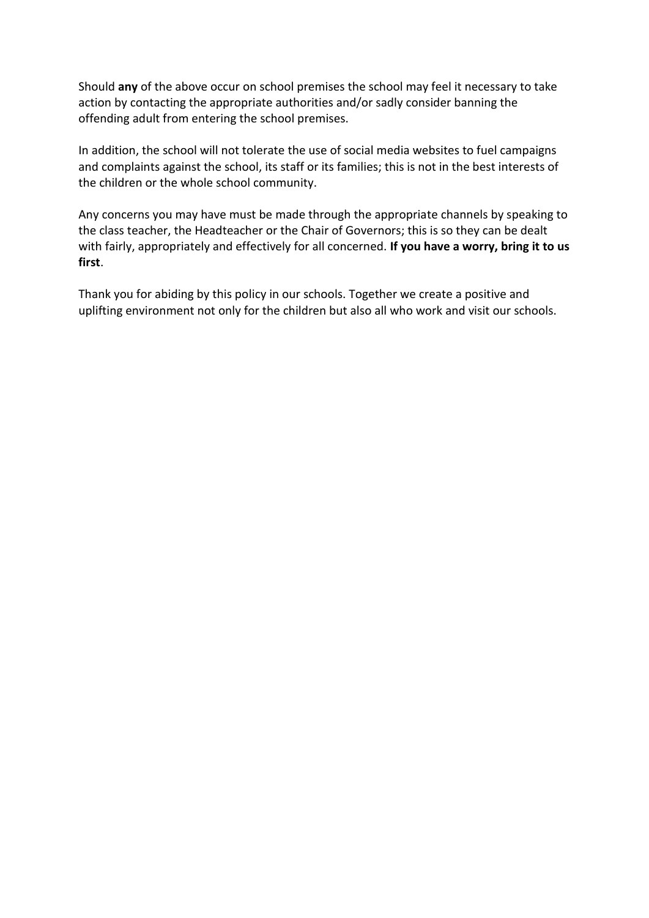Should **any** of the above occur on school premises the school may feel it necessary to take action by contacting the appropriate authorities and/or sadly consider banning the offending adult from entering the school premises.

In addition, the school will not tolerate the use of social media websites to fuel campaigns and complaints against the school, its staff or its families; this is not in the best interests of the children or the whole school community.

Any concerns you may have must be made through the appropriate channels by speaking to the class teacher, the Headteacher or the Chair of Governors; this is so they can be dealt with fairly, appropriately and effectively for all concerned. **If you have a worry, bring it to us first**.

Thank you for abiding by this policy in our schools. Together we create a positive and uplifting environment not only for the children but also all who work and visit our schools.